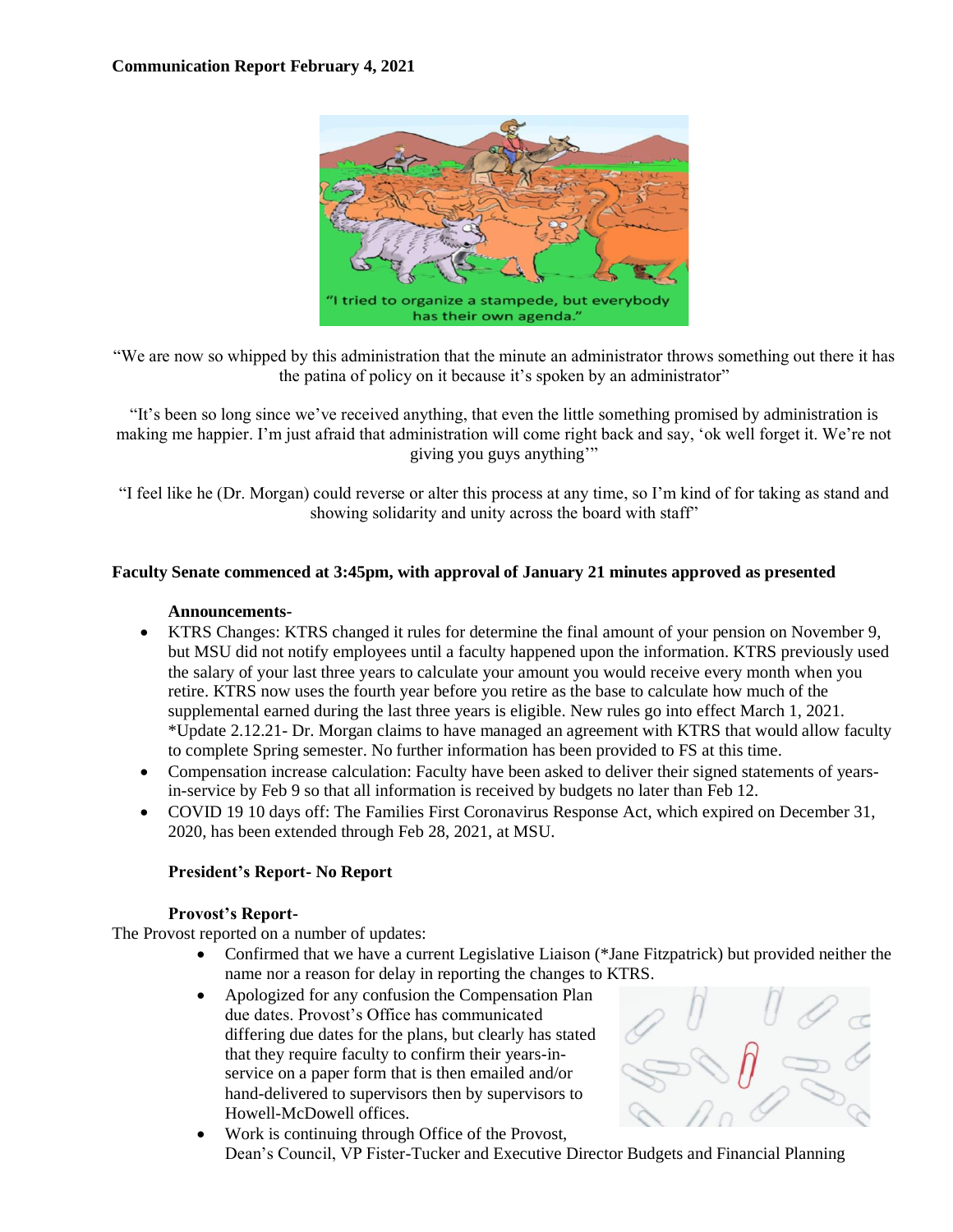**Communication Report February 4, 2021**

"We are now so whipped by this administration that the minute an administrator throws something out there it has the patina of policy on it because it's spoken by an administrator"

"It's been so long since we've received anything, that even the little something promised by administration is making me happier. I'm just afraid that administration will come right back and say, 'ok well forget it. We're not giving you guys anything'"

"I feel like he (Dr. Morgan) could reverse or alter this process at any time, so I'm kind of for taking as stand and showing solidarity and unity across the board with staff"

**Faculty Senate commenced at 3:45pm, with approval of January 21 minutes approved as presented**

**Announcements-**

- KTRS Changes: KTRS changed it rules for determine the final amount of your pension on November 9, but MSU did not notify employees until a faculty happened upon the information. KTRS previously used the salary of your last three years to calculate your amount you would receive every month when you retire. KTRS now uses the fourth year before you retire as the base to calculate how much of the supplemental earned during the last three years is eligible. New rules go into effect March 1, 2021. *Update 2.12.21- Dr. Morgan claims to have managed an agreement with KTRS that would allow faculty to complete Spring semester. No further information has been provided to FS at this time.
- Compensation increase calculation: Faculty have been asked to deliver their signed statements of years-in-service by Feb 9 so that all information is received by budgets no later than Feb 12.
- COVID 19 10 days off: The Families First Coronavirus Response Act, which expired on December 31, 2020, has been extended through Feb 28, 2021, at MSU.

**President's Report- No Report**

**Provost's Report-**

The Provost reported on a number of updates:

- Confirmed that we have a current Legislative Liaison (*Jane Fitzpatrick) but provided neither the name nor a reason for delay in reporting the changes to KTRS.
- Apologized for any confusion the Compensation Plan due dates. Provost's Office has communicated differing due dates for the plans, but clearly has stated that they require faculty to confirm their years-in-service on a paper form that is then emailed and/or hand-delivered to supervisors then by supervisors to Howell-McDowell offices.
- Work is continuing through Office of the Provost, Dean's Council, VP Fister-Tucker and Executive Director Budgets and Financial Planning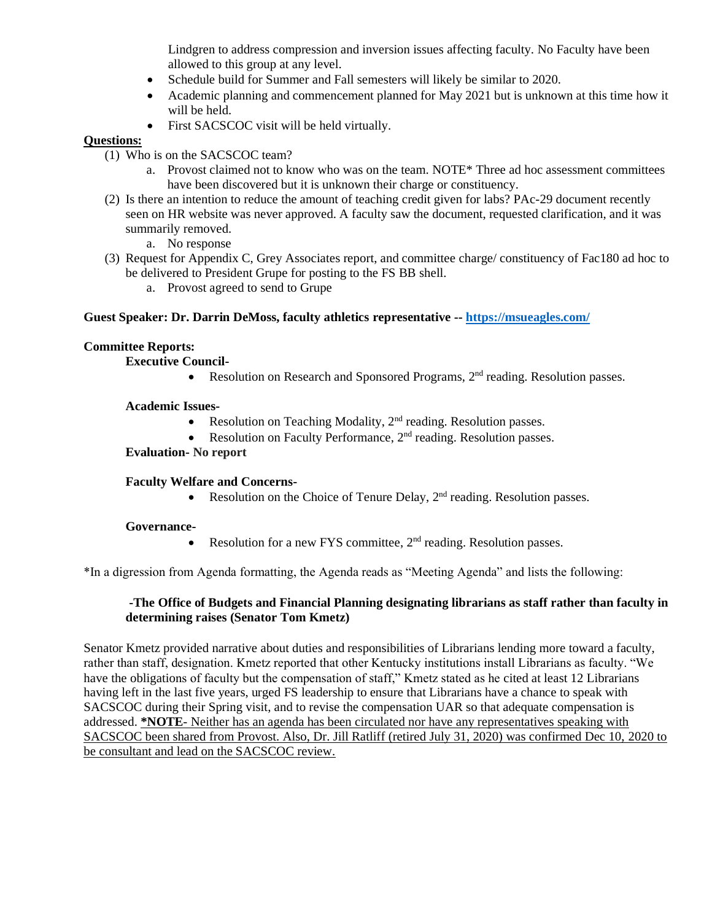Lindgren to address compression and inversion issues affecting faculty. No Faculty have been allowed to this group at any level.

- Schedule build for Summer and Fall semesters will likely be similar to 2020.
- Academic planning and commencement planned for May 2021 but is unknown at this time how it will be held.
- First SACSCOC visit will be held virtually.

**Questions:**

(1) Who is on the SACSCOC team?
   a. Provost claimed not to know who was on the team. NOTE* Three ad hoc assessment committees have been discovered but it is unknown their charge or constituency.

(2) Is there an intention to reduce the amount of teaching credit given for labs? PAc-29 document recently seen on HR website was never approved. A faculty saw the document, requested clarification, and it was summarily removed.
   a. No response

(3) Request for Appendix C, Grey Associates report, and committee charge/ constituency of Fac180 ad hoc to be delivered to President Grupe for posting to the FS BB shell.
   a. Provost agreed to send to Grupe

**Guest Speaker: Dr. Darrin DeMoss, faculty athletics representative -- https://msueagles.com/**

**Committee Reports:**

**Executive Council-**

- Resolution on Research and Sponsored Programs, 2nd reading. Resolution passes.

**Academic Issues-**

- Resolution on Teaching Modality, 2nd reading. Resolution passes.
- Resolution on Faculty Performance, 2nd reading. Resolution passes.

**Evaluation- No report**

**Faculty Welfare and Concerns-**

- Resolution on the Choice of Tenure Delay, 2nd reading. Resolution passes.

**Governance-**

- Resolution for a new FYS committee, 2nd reading. Resolution passes.

*In a digression from Agenda formatting, the Agenda reads as "Meeting Agenda" and lists the following:

**-The Office of Budgets and Financial Planning designating librarians as staff rather than faculty in determining raises (Senator Tom Kmetz)**

Senator Kmetz provided narrative about duties and responsibilities of Librarians lending more toward a faculty, rather than staff, designation. Kmetz reported that other Kentucky institutions install Librarians as faculty. "We have the obligations of faculty but the compensation of staff," Kmetz stated as he cited at least 12 Librarians having left in the last five years, urged FS leadership to ensure that Librarians have a chance to speak with SACSCOC during their Spring visit, and to revise the compensation UAR so that adequate compensation is addressed. **\*NOTE**- Neither has an agenda has been circulated nor have any representatives speaking with SACSCOC been shared from Provost. Also, Dr. Jill Ratliff (retired July 31, 2020) was confirmed Dec 10, 2020 to be consultant and lead on the SACSCOC review.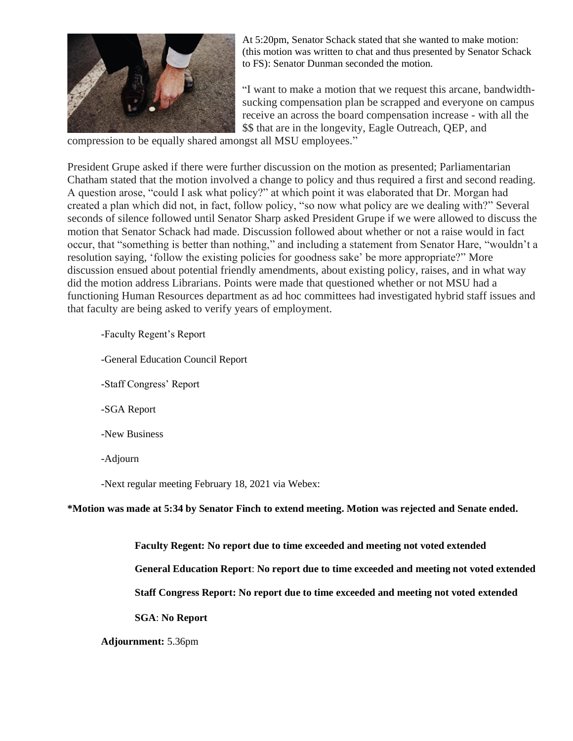At 5:20pm, Senator Schack stated that she wanted to make motion: (this motion was written to chat and thus presented by Senator Schack to FS): Senator Dunman seconded the motion.

"I want to make a motion that we request this arcane, bandwidth-sucking compensation plan be scrapped and everyone on campus receive an across the board compensation increase - with all the $$ that are in the longevity, Eagle Outreach, QEP, and compression to be equally shared amongst all MSU employees."

President Grupe asked if there were further discussion on the motion as presented; Parliamentarian Chatham stated that the motion involved a change to policy and thus required a first and second reading. A question arose, "could I ask what policy?" at which point it was elaborated that Dr. Morgan had created a plan which did not, in fact, follow policy, "so now what policy are we dealing with?" Several seconds of silence followed until Senator Sharp asked President Grupe if we were allowed to discuss the motion that Senator Schack had made. Discussion followed about whether or not a raise would in fact occur, that "something is better than nothing," and including a statement from Senator Hare, "wouldn't a resolution saying, 'follow the existing policies for goodness sake' be more appropriate?" More discussion ensued about potential friendly amendments, about existing policy, raises, and in what way did the motion address Librarians. Points were made that questioned whether or not MSU had a functioning Human Resources department as ad hoc committees had investigated hybrid staff issues and that faculty are being asked to verify years of employment.

-Faculty Regent's Report

-General Education Council Report

-Staff Congress' Report

-SGA Report

-New Business

-Adjourn

-Next regular meeting February 18, 2021 via Webex:

**\*Motion was made at 5:34 by Senator Finch to extend meeting. Motion was rejected and Senate ended.**

**Faculty Regent: No report due to time exceeded and meeting not voted extended**

**General Education Report**: **No report due to time exceeded and meeting not voted extended**

**Staff Congress Report: No report due to time exceeded and meeting not voted extended**

**SGA**: **No Report**

**Adjournment:** 5.36pm